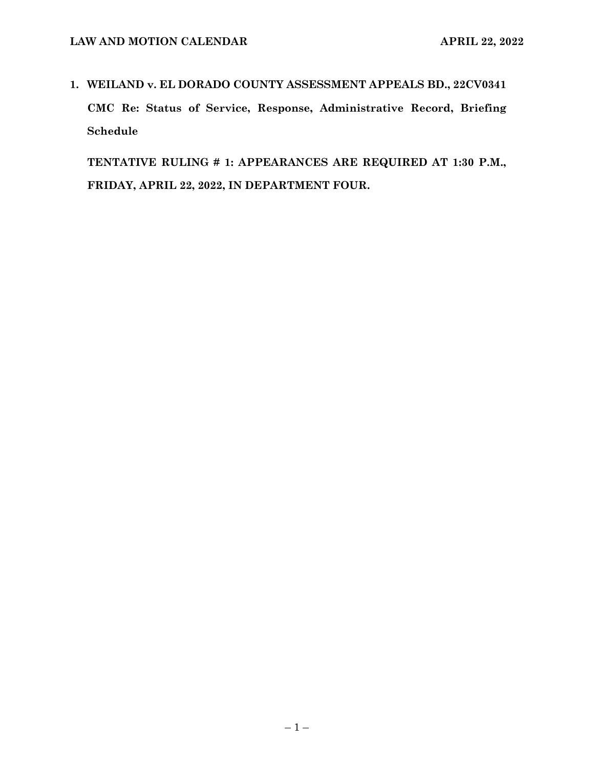1. **WEILAND v. EL DORADO COUNTY ASSESSMENT APPEALS BD., 22CV0341**

   **CMC Re: Status of Service, Response, Administrative Record, Briefing Schedule**

   **TENTATIVE RULING # 1: APPEARANCES ARE REQUIRED AT 1:30 P.M., FRIDAY, APRIL 22, 2022, IN DEPARTMENT FOUR.**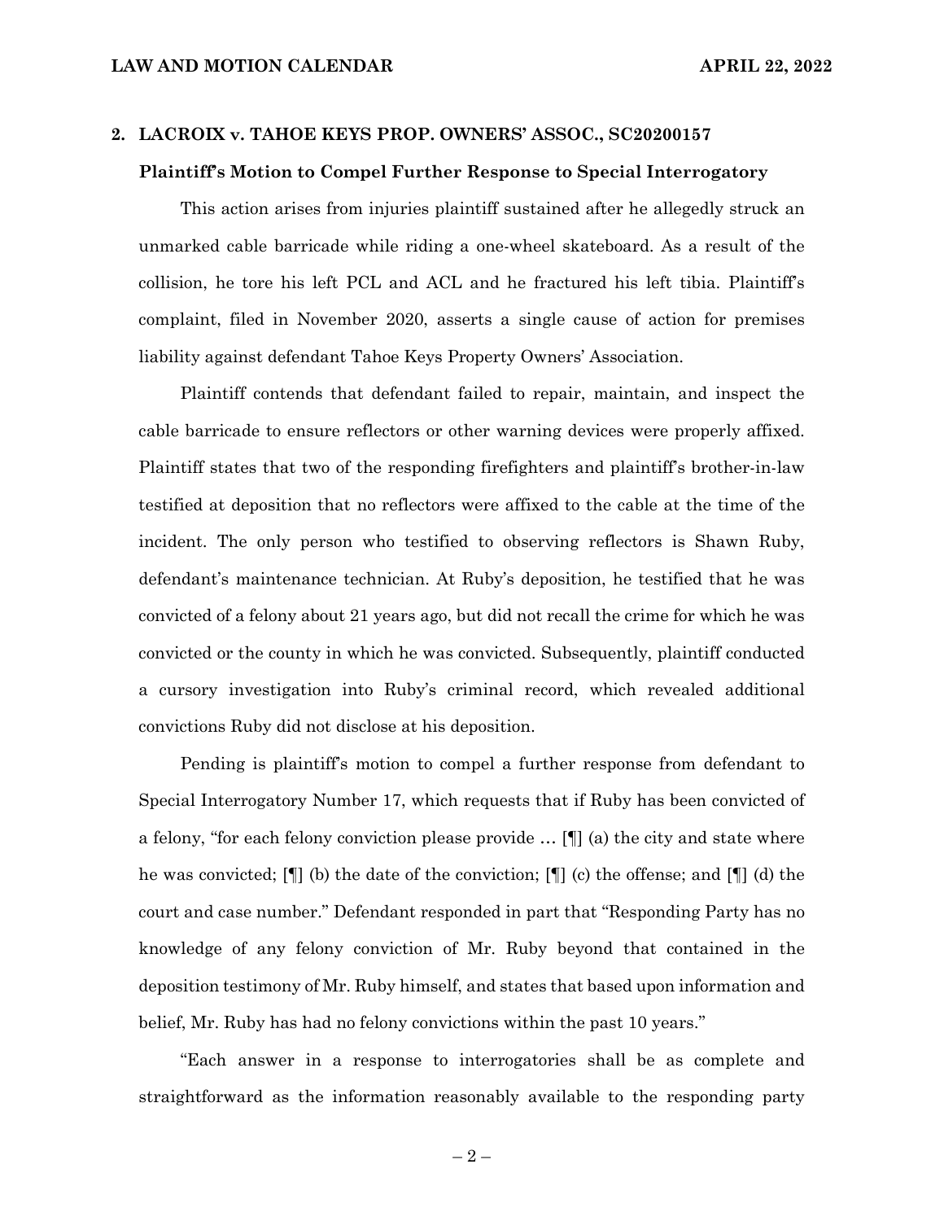## 2. LACROIX v. TAHOE KEYS PROP. OWNERS' ASSOC., SC20200157

### Plaintiff's Motion to Compel Further Response to Special Interrogatory

This action arises from injuries plaintiff sustained after he allegedly struck an unmarked cable barricade while riding a one-wheel skateboard. As a result of the collision, he tore his left PCL and ACL and he fractured his left tibia. Plaintiff's complaint, filed in November 2020, asserts a single cause of action for premises liability against defendant Tahoe Keys Property Owners' Association.

Plaintiff contends that defendant failed to repair, maintain, and inspect the cable barricade to ensure reflectors or other warning devices were properly affixed. Plaintiff states that two of the responding firefighters and plaintiff's brother-in-law testified at deposition that no reflectors were affixed to the cable at the time of the incident. The only person who testified to observing reflectors is Shawn Ruby, defendant's maintenance technician. At Ruby's deposition, he testified that he was convicted of a felony about 21 years ago, but did not recall the crime for which he was convicted or the county in which he was convicted. Subsequently, plaintiff conducted a cursory investigation into Ruby's criminal record, which revealed additional convictions Ruby did not disclose at his deposition.

Pending is plaintiff's motion to compel a further response from defendant to Special Interrogatory Number 17, which requests that if Ruby has been convicted of a felony, "for each felony conviction please provide … [¶] (a) the city and state where he was convicted; [¶] (b) the date of the conviction; [¶] (c) the offense; and [¶] (d) the court and case number." Defendant responded in part that "Responding Party has no knowledge of any felony conviction of Mr. Ruby beyond that contained in the deposition testimony of Mr. Ruby himself, and states that based upon information and belief, Mr. Ruby has had no felony convictions within the past 10 years."

"Each answer in a response to interrogatories shall be as complete and straightforward as the information reasonably available to the responding party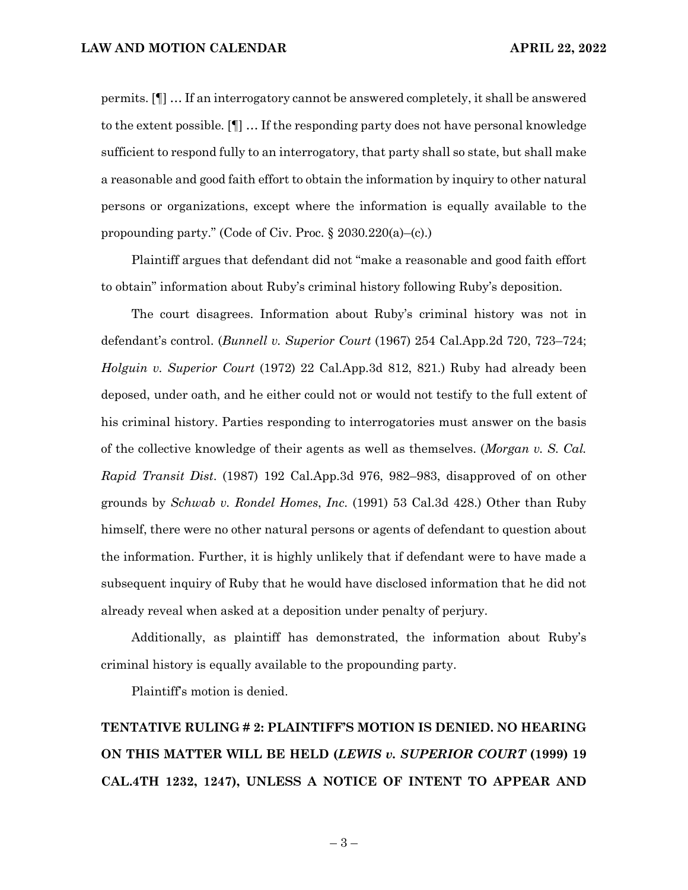permits. [¶] … If an interrogatory cannot be answered completely, it shall be answered to the extent possible. [¶] … If the responding party does not have personal knowledge sufficient to respond fully to an interrogatory, that party shall so state, but shall make a reasonable and good faith effort to obtain the information by inquiry to other natural persons or organizations, except where the information is equally available to the propounding party." (Code of Civ. Proc. § 2030.220(a)–(c).)

Plaintiff argues that defendant did not "make a reasonable and good faith effort to obtain" information about Ruby's criminal history following Ruby's deposition.

The court disagrees. Information about Ruby's criminal history was not in defendant's control. (*Bunnell v. Superior Court* (1967) 254 Cal.App.2d 720, 723–724; *Holguin v. Superior Court* (1972) 22 Cal.App.3d 812, 821.) Ruby had already been deposed, under oath, and he either could not or would not testify to the full extent of his criminal history. Parties responding to interrogatories must answer on the basis of the collective knowledge of their agents as well as themselves. (*Morgan v. S. Cal. Rapid Transit Dist*. (1987) 192 Cal.App.3d 976, 982–983, disapproved of on other grounds by *Schwab v. Rondel Homes*, *Inc*. (1991) 53 Cal.3d 428.) Other than Ruby himself, there were no other natural persons or agents of defendant to question about the information. Further, it is highly unlikely that if defendant were to have made a subsequent inquiry of Ruby that he would have disclosed information that he did not already reveal when asked at a deposition under penalty of perjury.

Additionally, as plaintiff has demonstrated, the information about Ruby's criminal history is equally available to the propounding party.

Plaintiff's motion is denied.

**TENTATIVE RULING # 2: PLAINTIFF'S MOTION IS DENIED. NO HEARING ON THIS MATTER WILL BE HELD (*LEWIS v. SUPERIOR COURT* (1999) 19 CAL.4TH 1232, 1247), UNLESS A NOTICE OF INTENT TO APPEAR AND**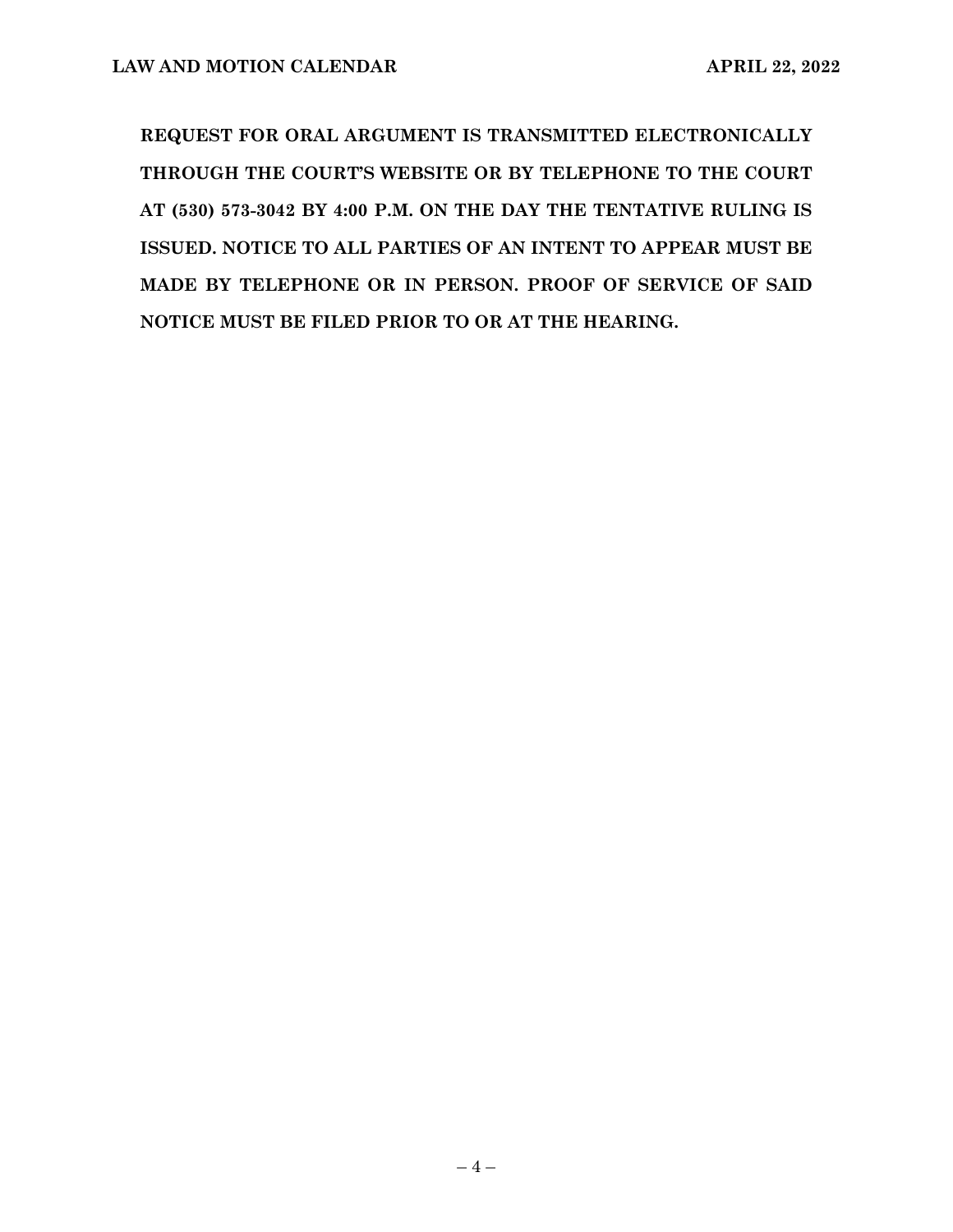**REQUEST FOR ORAL ARGUMENT IS TRANSMITTED ELECTRONICALLY THROUGH THE COURT'S WEBSITE OR BY TELEPHONE TO THE COURT AT (530) 573-3042 BY 4:00 P.M. ON THE DAY THE TENTATIVE RULING IS ISSUED. NOTICE TO ALL PARTIES OF AN INTENT TO APPEAR MUST BE MADE BY TELEPHONE OR IN PERSON. PROOF OF SERVICE OF SAID NOTICE MUST BE FILED PRIOR TO OR AT THE HEARING.**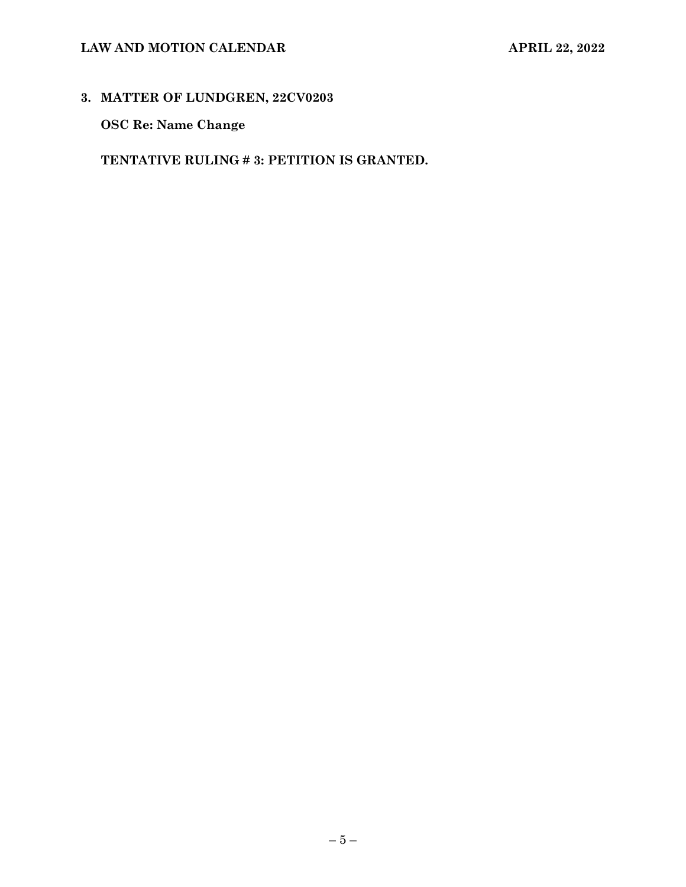**3. MATTER OF LUNDGREN, 22CV0203**

**OSC Re: Name Change**

**TENTATIVE RULING # 3: PETITION IS GRANTED.**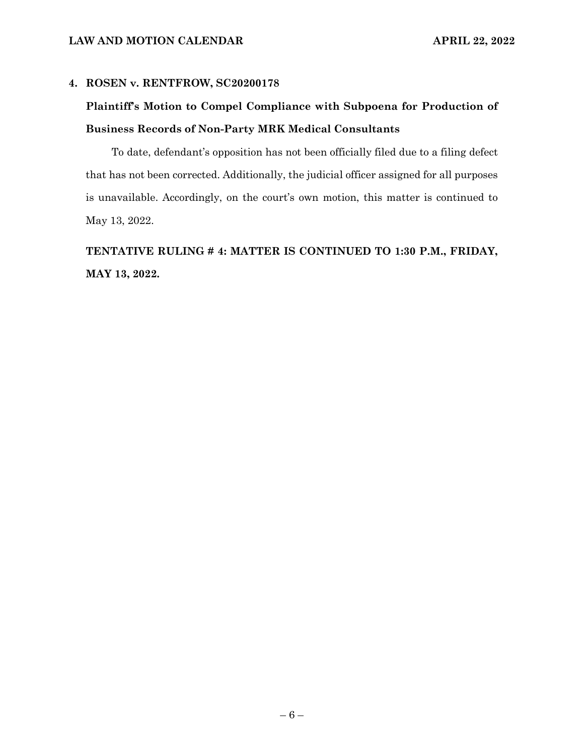**4. ROSEN v. RENTFROW, SC20200178**

**Plaintiff's Motion to Compel Compliance with Subpoena for Production of Business Records of Non-Party MRK Medical Consultants**

To date, defendant's opposition has not been officially filed due to a filing defect that has not been corrected. Additionally, the judicial officer assigned for all purposes is unavailable. Accordingly, on the court's own motion, this matter is continued to May 13, 2022.

**TENTATIVE RULING # 4: MATTER IS CONTINUED TO 1:30 P.M., FRIDAY, MAY 13, 2022.**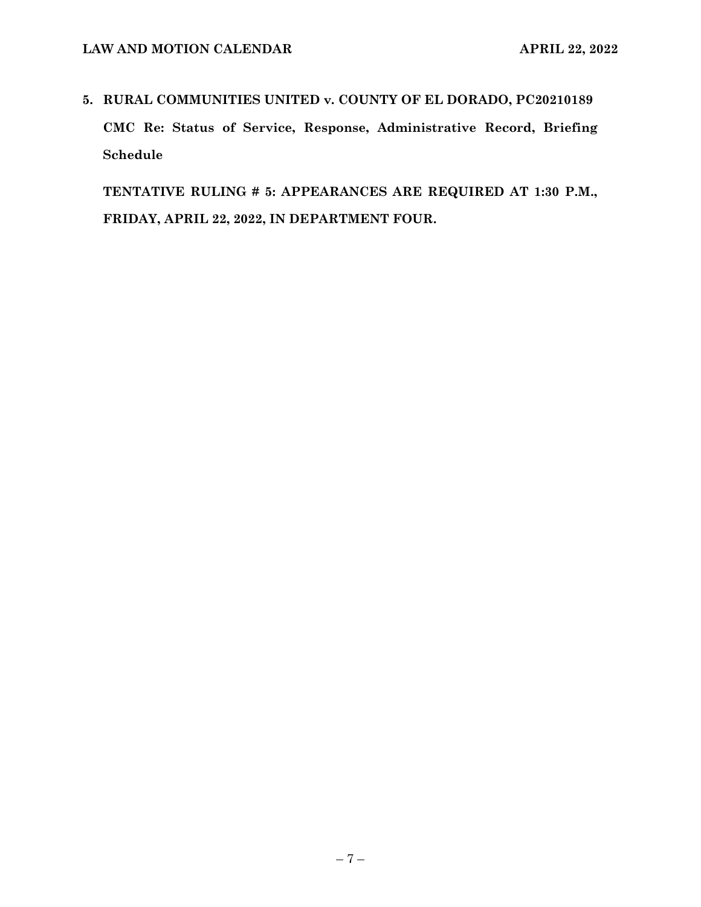**5. RURAL COMMUNITIES UNITED v. COUNTY OF EL DORADO, PC20210189**

**CMC Re: Status of Service, Response, Administrative Record, Briefing Schedule**

**TENTATIVE RULING # 5: APPEARANCES ARE REQUIRED AT 1:30 P.M., FRIDAY, APRIL 22, 2022, IN DEPARTMENT FOUR.**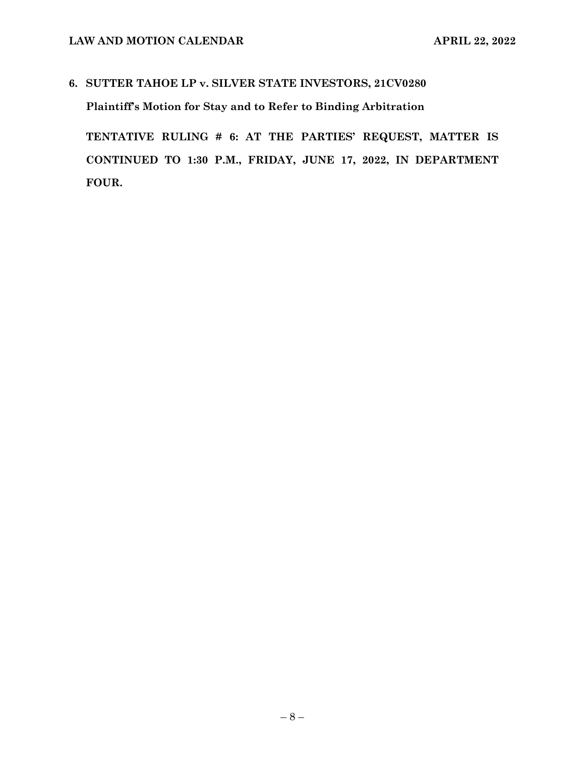**6. SUTTER TAHOE LP v. SILVER STATE INVESTORS, 21CV0280**

**Plaintiff's Motion for Stay and to Refer to Binding Arbitration**

**TENTATIVE RULING # 6: AT THE PARTIES' REQUEST, MATTER IS CONTINUED TO 1:30 P.M., FRIDAY, JUNE 17, 2022, IN DEPARTMENT FOUR.**